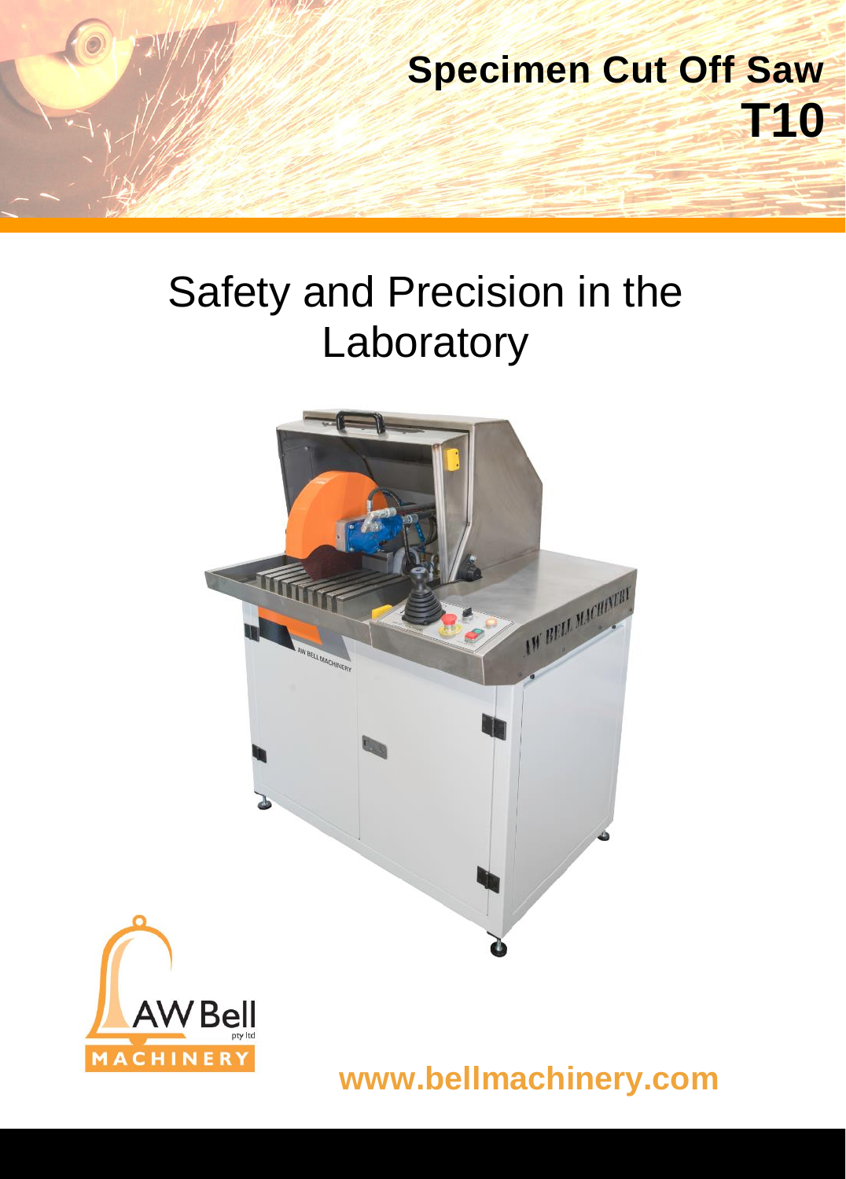# Specimen Cut Off Saw
# T10

## Safety and Precision in the Laboratory

www.bellmachinery.com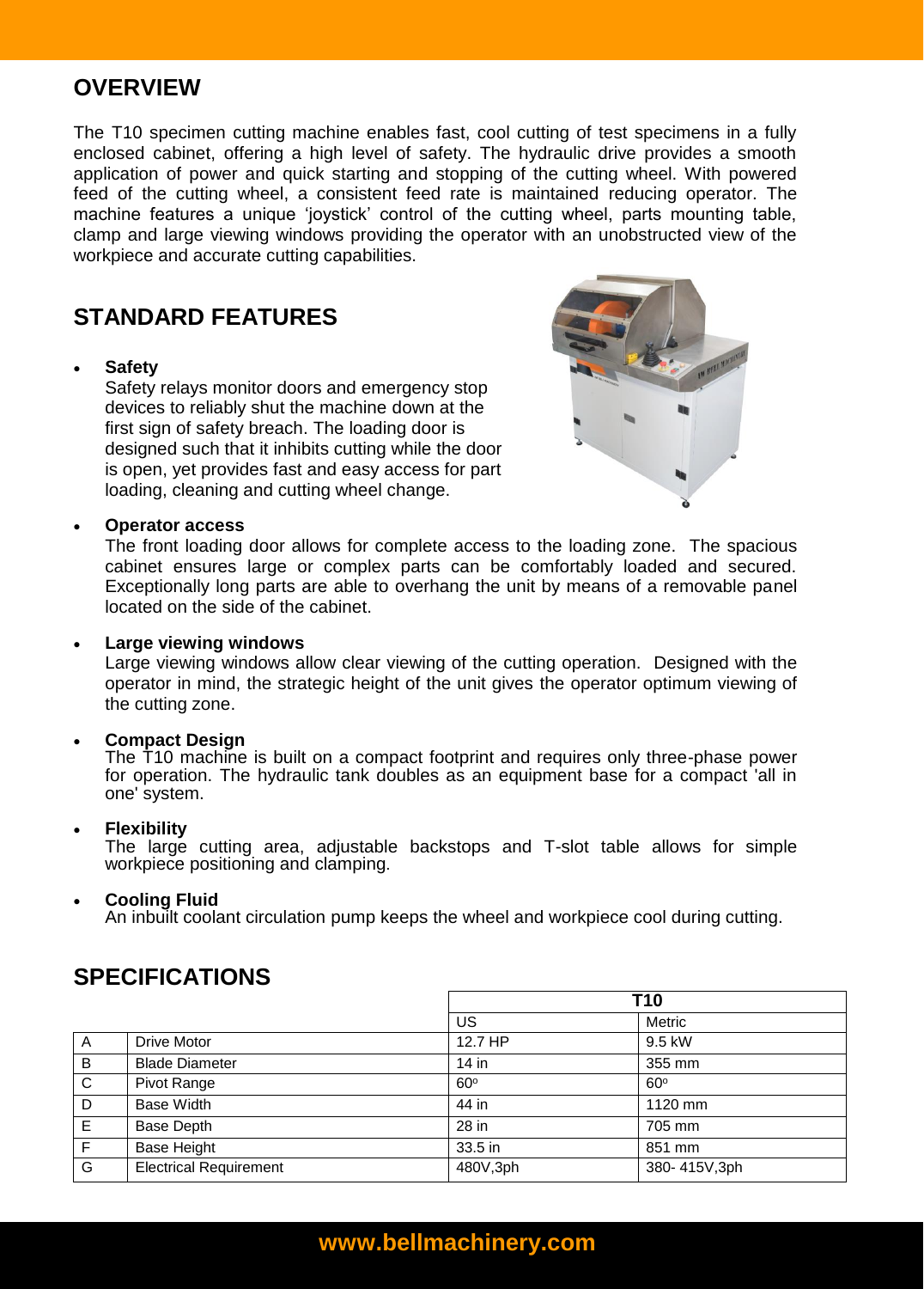## OVERVIEW

The T10 specimen cutting machine enables fast, cool cutting of test specimens in a fully enclosed cabinet, offering a high level of safety. The hydraulic drive provides a smooth application of power and quick starting and stopping of the cutting wheel. With powered feed of the cutting wheel, a consistent feed rate is maintained reducing operator. The machine features a unique 'joystick' control of the cutting wheel, parts mounting table, clamp and large viewing windows providing the operator with an unobstructed view of the workpiece and accurate cutting capabilities.

## STANDARD FEATURES

- **Safety**
  Safety relays monitor doors and emergency stop devices to reliably shut the machine down at the first sign of safety breach. The loading door is designed such that it inhibits cutting while the door is open, yet provides fast and easy access for part loading, cleaning and cutting wheel change.

- **Operator access**
  The front loading door allows for complete access to the loading zone. The spacious cabinet ensures large or complex parts can be comfortably loaded and secured. Exceptionally long parts are able to overhang the unit by means of a removable panel located on the side of the cabinet.

- **Large viewing windows**
  Large viewing windows allow clear viewing of the cutting operation. Designed with the operator in mind, the strategic height of the unit gives the operator optimum viewing of the cutting zone.

- **Compact Design**
  The T10 machine is built on a compact footprint and requires only three-phase power for operation. The hydraulic tank doubles as an equipment base for a compact 'all in one' system.

- **Flexibility**
  The large cutting area, adjustable backstops and T-slot table allows for simple workpiece positioning and clamping.

- **Cooling Fluid**
  An inbuilt coolant circulation pump keeps the wheel and workpiece cool during cutting.

## SPECIFICATIONS

| | | T10 | |
|---|---|---|---|
| | | US | Metric |
| A | Drive Motor | 12.7 HP | 9.5 kW |
| B | Blade Diameter | 14 in | 355 mm |
| C | Pivot Range | 60º | 60º |
| D | Base Width | 44 in | 1120 mm |
| E | Base Depth | 28 in | 705 mm |
| F | Base Height | 33.5 in | 851 mm |
| G | Electrical Requirement | 480V,3ph | 380- 415V,3ph |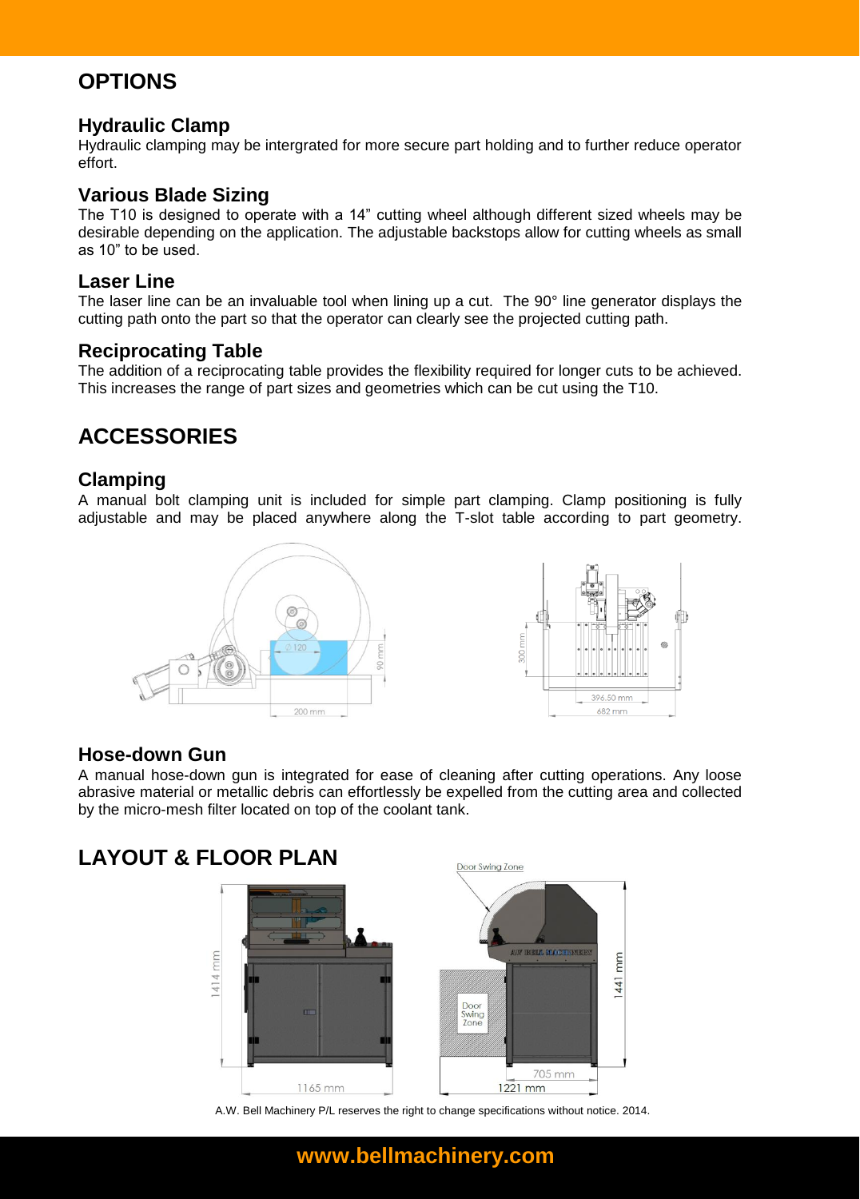## OPTIONS

### Hydraulic Clamp

Hydraulic clamping may be intergrated for more secure part holding and to further reduce operator effort.

### Various Blade Sizing

The T10 is designed to operate with a 14” cutting wheel although different sized wheels may be desirable depending on the application. The adjustable backstops allow for cutting wheels as small as 10” to be used.

### Laser Line

The laser line can be an invaluable tool when lining up a cut. The 90° line generator displays the cutting path onto the part so that the operator can clearly see the projected cutting path.

### Reciprocating Table

The addition of a reciprocating table provides the flexibility required for longer cuts to be achieved. This increases the range of part sizes and geometries which can be cut using the T10.

## ACCESSORIES

### Clamping

A manual bolt clamping unit is included for simple part clamping. Clamp positioning is fully adjustable and may be placed anywhere along the T-slot table according to part geometry.

Ø120
90 mm
200 mm

300 mm
396.50 mm
682 mm

### Hose-down Gun

A manual hose-down gun is integrated for ease of cleaning after cutting operations. Any loose abrasive material or metallic debris can effortlessly be expelled from the cutting area and collected by the micro-mesh filter located on top of the coolant tank.

## LAYOUT & FLOOR PLAN

1414 mm
1165 mm

Door Swing Zone
Door Swing Zone
1441 mm
705 mm
1221 mm

A.W. Bell Machinery P/L reserves the right to change specifications without notice. 2014.